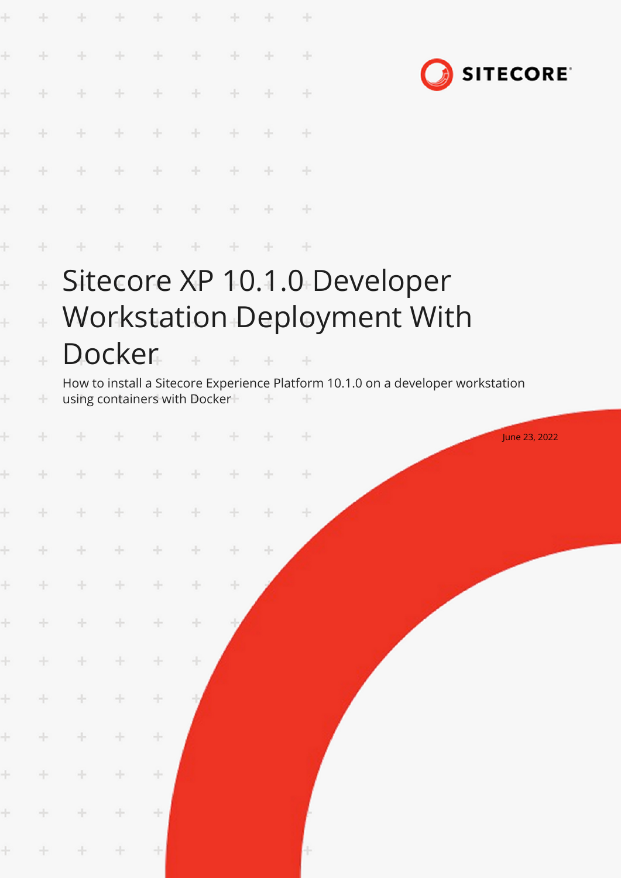SITECORE

# Sitecore XP 10.1.0 Developer Workstation Deployment With Docker

How to install a Sitecore Experience Platform 10.1.0 on a developer workstation using containers with Docker

June 23, 2022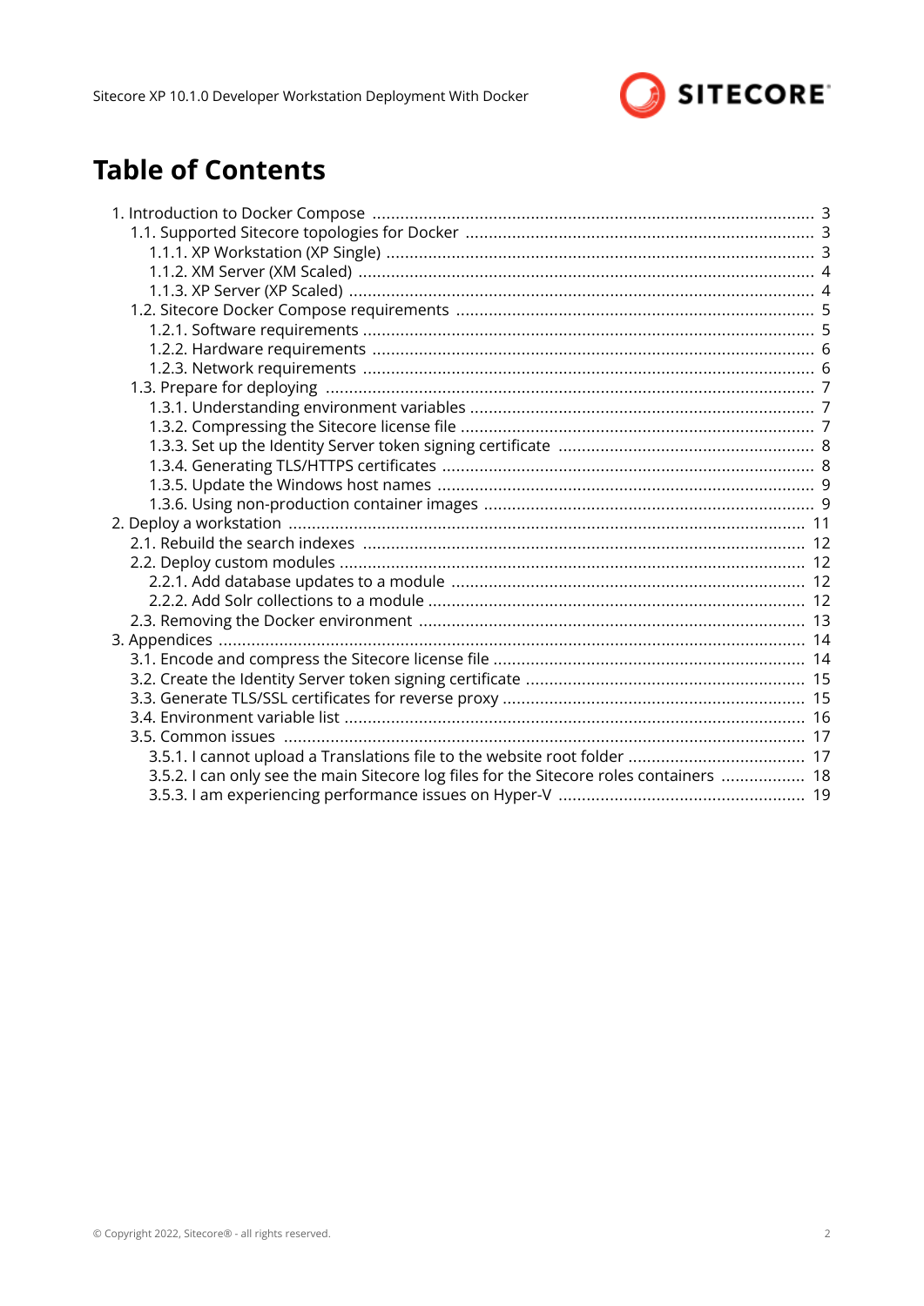# Table of Contents

- 1. Introduction to Docker Compose ........ 3
  - 1.1. Supported Sitecore topologies for Docker ........ 3
    - 1.1.1. XP Workstation (XP Single) ........ 3
    - 1.1.2. XM Server (XM Scaled) ........ 4
    - 1.1.3. XP Server (XP Scaled) ........ 4
  - 1.2. Sitecore Docker Compose requirements ........ 5
    - 1.2.1. Software requirements ........ 5
    - 1.2.2. Hardware requirements ........ 6
    - 1.2.3. Network requirements ........ 6
  - 1.3. Prepare for deploying ........ 7
    - 1.3.1. Understanding environment variables ........ 7
    - 1.3.2. Compressing the Sitecore license file ........ 7
    - 1.3.3. Set up the Identity Server token signing certificate ........ 8
    - 1.3.4. Generating TLS/HTTPS certificates ........ 8
    - 1.3.5. Update the Windows host names ........ 9
    - 1.3.6. Using non-production container images ........ 9
- 2. Deploy a workstation ........ 11
  - 2.1. Rebuild the search indexes ........ 12
  - 2.2. Deploy custom modules ........ 12
    - 2.2.1. Add database updates to a module ........ 12
    - 2.2.2. Add Solr collections to a module ........ 12
  - 2.3. Removing the Docker environment ........ 13
- 3. Appendices ........ 14
  - 3.1. Encode and compress the Sitecore license file ........ 14
  - 3.2. Create the Identity Server token signing certificate ........ 15
  - 3.3. Generate TLS/SSL certificates for reverse proxy ........ 15
  - 3.4. Environment variable list ........ 16
  - 3.5. Common issues ........ 17
    - 3.5.1. I cannot upload a Translations file to the website root folder ........ 17
    - 3.5.2. I can only see the main Sitecore log files for the Sitecore roles containers ........ 18
    - 3.5.3. I am experiencing performance issues on Hyper-V ........ 19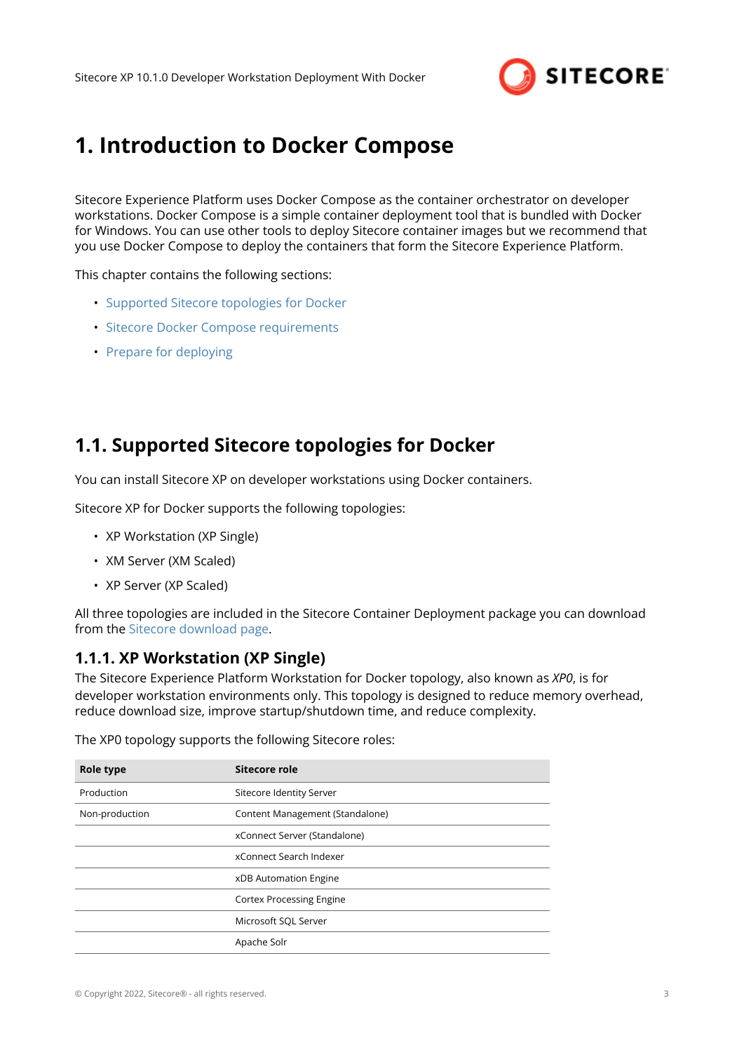# 1. Introduction to Docker Compose

Sitecore Experience Platform uses Docker Compose as the container orchestrator on developer workstations. Docker Compose is a simple container deployment tool that is bundled with Docker for Windows. You can use other tools to deploy Sitecore container images but we recommend that you use Docker Compose to deploy the containers that form the Sitecore Experience Platform.

This chapter contains the following sections:

- Supported Sitecore topologies for Docker
- Sitecore Docker Compose requirements
- Prepare for deploying

## 1.1. Supported Sitecore topologies for Docker

You can install Sitecore XP on developer workstations using Docker containers.

Sitecore XP for Docker supports the following topologies:

- XP Workstation (XP Single)
- XM Server (XM Scaled)
- XP Server (XP Scaled)

All three topologies are included in the Sitecore Container Deployment package you can download from the Sitecore download page.

### 1.1.1. XP Workstation (XP Single)

The Sitecore Experience Platform Workstation for Docker topology, also known as *XP0*, is for developer workstation environments only. This topology is designed to reduce memory overhead, reduce download size, improve startup/shutdown time, and reduce complexity.

The XP0 topology supports the following Sitecore roles:

| Role type | Sitecore role |
| --- | --- |
| Production | Sitecore Identity Server |
| Non-production | Content Management (Standalone) |
| | xConnect Server (Standalone) |
| | xConnect Search Indexer |
| | xDB Automation Engine |
| | Cortex Processing Engine |
| | Microsoft SQL Server |
| | Apache Solr |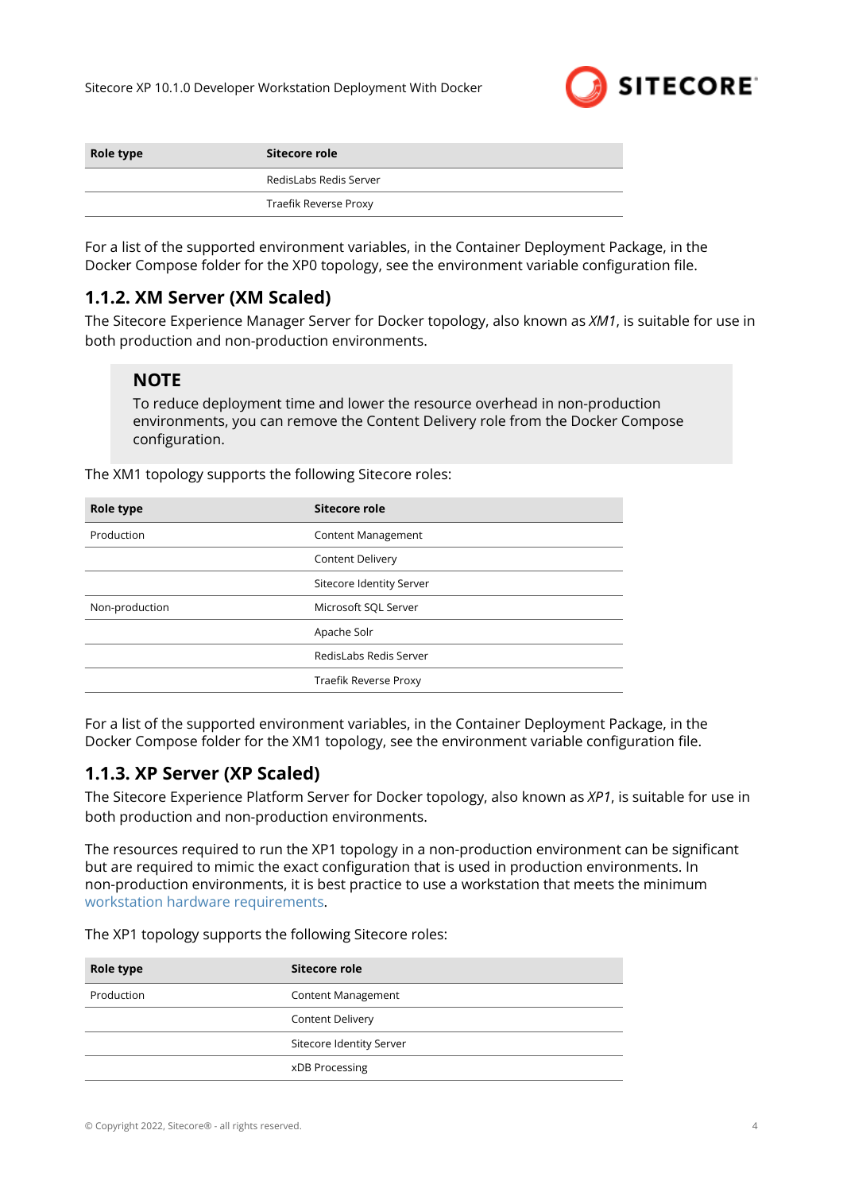| Role type | Sitecore role |
| --- | --- |
| | RedisLabs Redis Server |
| | Traefik Reverse Proxy |

For a list of the supported environment variables, in the Container Deployment Package, in the Docker Compose folder for the XP0 topology, see the environment variable configuration file.

### 1.1.2. XM Server (XM Scaled)

The Sitecore Experience Manager Server for Docker topology, also known as *XM1*, is suitable for use in both production and non-production environments.

> **NOTE**
>
> To reduce deployment time and lower the resource overhead in non-production environments, you can remove the Content Delivery role from the Docker Compose configuration.

The XM1 topology supports the following Sitecore roles:

| Role type | Sitecore role |
| --- | --- |
| Production | Content Management |
| | Content Delivery |
| | Sitecore Identity Server |
| Non-production | Microsoft SQL Server |
| | Apache Solr |
| | RedisLabs Redis Server |
| | Traefik Reverse Proxy |

For a list of the supported environment variables, in the Container Deployment Package, in the Docker Compose folder for the XM1 topology, see the environment variable configuration file.

### 1.1.3. XP Server (XP Scaled)

The Sitecore Experience Platform Server for Docker topology, also known as *XP1*, is suitable for use in both production and non-production environments.

The resources required to run the XP1 topology in a non-production environment can be significant but are required to mimic the exact configuration that is used in production environments. In non-production environments, it is best practice to use a workstation that meets the minimum workstation hardware requirements.

The XP1 topology supports the following Sitecore roles:

| Role type | Sitecore role |
| --- | --- |
| Production | Content Management |
| | Content Delivery |
| | Sitecore Identity Server |
| | xDB Processing |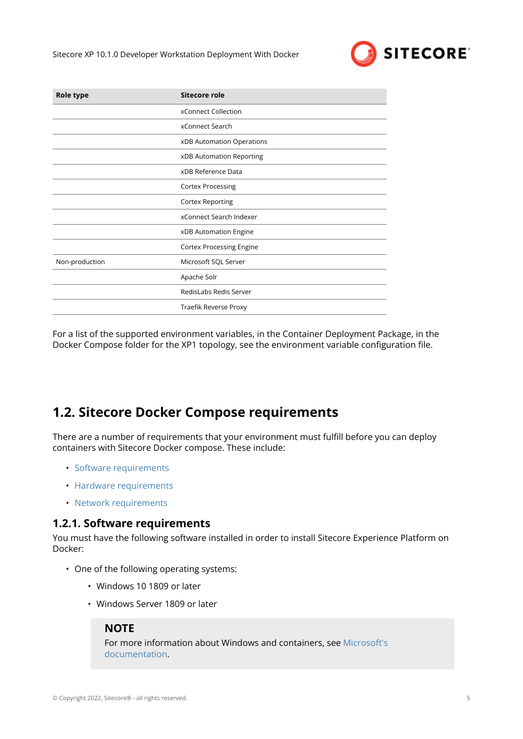| Role type | Sitecore role |
| --- | --- |
| | xConnect Collection |
| | xConnect Search |
| | xDB Automation Operations |
| | xDB Automation Reporting |
| | xDB Reference Data |
| | Cortex Processing |
| | Cortex Reporting |
| | xConnect Search Indexer |
| | xDB Automation Engine |
| | Cortex Processing Engine |
| Non-production | Microsoft SQL Server |
| | Apache Solr |
| | RedisLabs Redis Server |
| | Traefik Reverse Proxy |

For a list of the supported environment variables, in the Container Deployment Package, in the Docker Compose folder for the XP1 topology, see the environment variable configuration file.

## 1.2. Sitecore Docker Compose requirements

There are a number of requirements that your environment must fulfill before you can deploy containers with Sitecore Docker compose. These include:

- Software requirements
- Hardware requirements
- Network requirements

### 1.2.1. Software requirements

You must have the following software installed in order to install Sitecore Experience Platform on Docker:

- One of the following operating systems:
  - Windows 10 1809 or later
  - Windows Server 1809 or later

> **NOTE**
> For more information about Windows and containers, see Microsoft's documentation.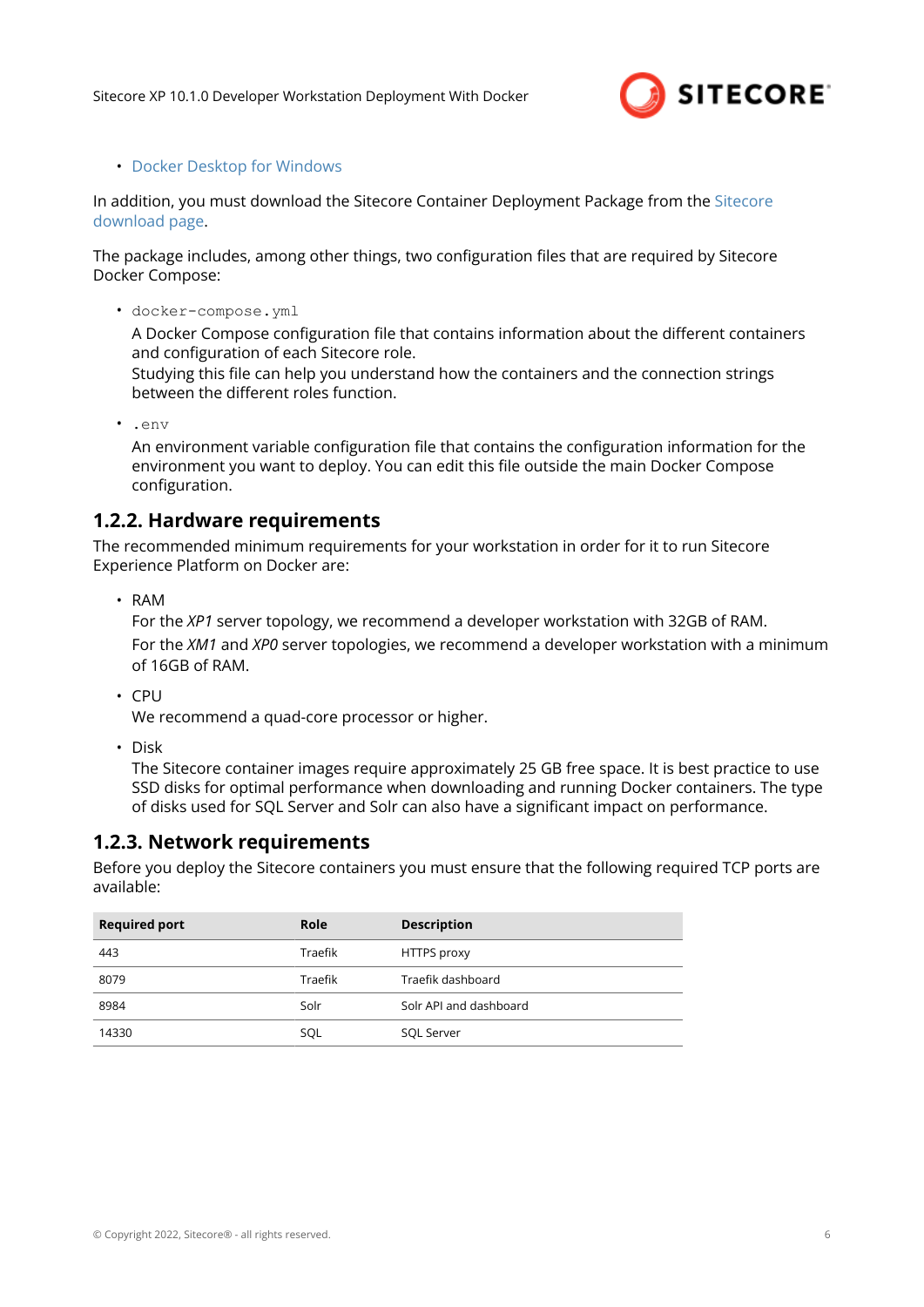- Docker Desktop for Windows

In addition, you must download the Sitecore Container Deployment Package from the Sitecore download page.

The package includes, among other things, two configuration files that are required by Sitecore Docker Compose:

- `docker-compose.yml`
  A Docker Compose configuration file that contains information about the different containers and configuration of each Sitecore role.
  Studying this file can help you understand how the containers and the connection strings between the different roles function.

- `.env`
  An environment variable configuration file that contains the configuration information for the environment you want to deploy. You can edit this file outside the main Docker Compose configuration.

## 1.2.2. Hardware requirements

The recommended minimum requirements for your workstation in order for it to run Sitecore Experience Platform on Docker are:

- RAM
  For the *XP1* server topology, we recommend a developer workstation with 32GB of RAM.

  For the *XM1* and *XP0* server topologies, we recommend a developer workstation with a minimum of 16GB of RAM.

- CPU
  We recommend a quad-core processor or higher.

- Disk
  The Sitecore container images require approximately 25 GB free space. It is best practice to use SSD disks for optimal performance when downloading and running Docker containers. The type of disks used for SQL Server and Solr can also have a significant impact on performance.

## 1.2.3. Network requirements

Before you deploy the Sitecore containers you must ensure that the following required TCP ports are available:

| Required port | Role | Description |
|---|---|---|
| 443 | Traefik | HTTPS proxy |
| 8079 | Traefik | Traefik dashboard |
| 8984 | Solr | Solr API and dashboard |
| 14330 | SQL | SQL Server |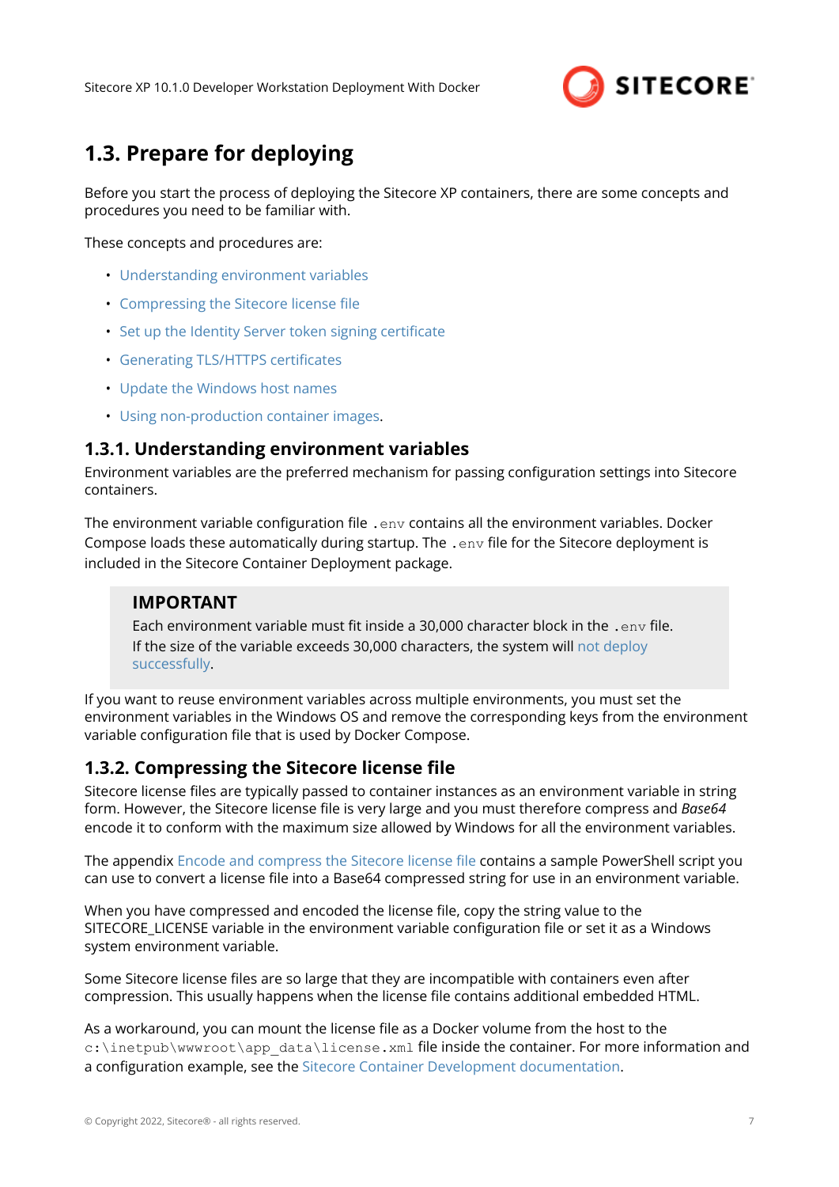## 1.3. Prepare for deploying

Before you start the process of deploying the Sitecore XP containers, there are some concepts and procedures you need to be familiar with.

These concepts and procedures are:

- Understanding environment variables
- Compressing the Sitecore license file
- Set up the Identity Server token signing certificate
- Generating TLS/HTTPS certificates
- Update the Windows host names
- Using non-production container images.

### 1.3.1. Understanding environment variables

Environment variables are the preferred mechanism for passing configuration settings into Sitecore containers.

The environment variable configuration file `.env` contains all the environment variables. Docker Compose loads these automatically during startup. The `.env` file for the Sitecore deployment is included in the Sitecore Container Deployment package.

> **IMPORTANT**
>
> Each environment variable must fit inside a 30,000 character block in the `.env` file. If the size of the variable exceeds 30,000 characters, the system will not deploy successfully.

If you want to reuse environment variables across multiple environments, you must set the environment variables in the Windows OS and remove the corresponding keys from the environment variable configuration file that is used by Docker Compose.

### 1.3.2. Compressing the Sitecore license file

Sitecore license files are typically passed to container instances as an environment variable in string form. However, the Sitecore license file is very large and you must therefore compress and *Base64* encode it to conform with the maximum size allowed by Windows for all the environment variables.

The appendix Encode and compress the Sitecore license file contains a sample PowerShell script you can use to convert a license file into a Base64 compressed string for use in an environment variable.

When you have compressed and encoded the license file, copy the string value to the SITECORE_LICENSE variable in the environment variable configuration file or set it as a Windows system environment variable.

Some Sitecore license files are so large that they are incompatible with containers even after compression. This usually happens when the license file contains additional embedded HTML.

As a workaround, you can mount the license file as a Docker volume from the host to the `c:\inetpub\wwwroot\app_data\license.xml` file inside the container. For more information and a configuration example, see the Sitecore Container Development documentation.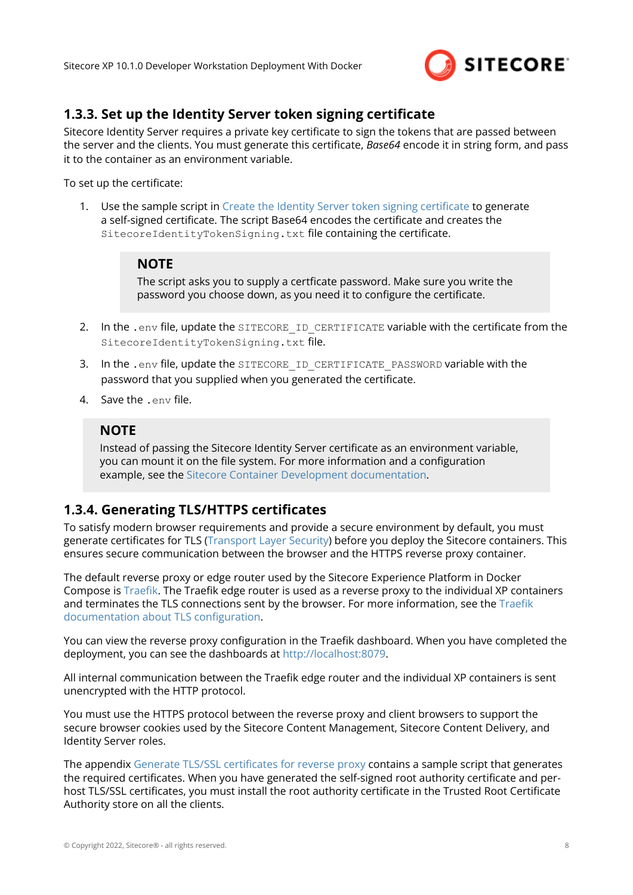## 1.3.3. Set up the Identity Server token signing certificate

Sitecore Identity Server requires a private key certificate to sign the tokens that are passed between the server and the clients. You must generate this certificate, *Base64* encode it in string form, and pass it to the container as an environment variable.

To set up the certificate:

1. Use the sample script in Create the Identity Server token signing certificate to generate a self-signed certificate. The script Base64 encodes the certificate and creates the `SitecoreIdentityTokenSigning.txt` file containing the certificate.

   > **NOTE**
   >
   > The script asks you to supply a certfcate password. Make sure you write the password you choose down, as you need it to configure the certificate.

2. In the `.env` file, update the `SITECORE_ID_CERTIFICATE` variable with the certificate from the `SitecoreIdentityTokenSigning.txt` file.
3. In the `.env` file, update the `SITECORE_ID_CERTIFICATE_PASSWORD` variable with the password that you supplied when you generated the certificate.
4. Save the `.env` file.

> **NOTE**
>
> Instead of passing the Sitecore Identity Server certificate as an environment variable, you can mount it on the file system. For more information and a configuration example, see the Sitecore Container Development documentation.

## 1.3.4. Generating TLS/HTTPS certificates

To satisfy modern browser requirements and provide a secure environment by default, you must generate certificates for TLS (Transport Layer Security) before you deploy the Sitecore containers. This ensures secure communication between the browser and the HTTPS reverse proxy container.

The default reverse proxy or edge router used by the Sitecore Experience Platform in Docker Compose is Traefik. The Traefik edge router is used as a reverse proxy to the individual XP containers and terminates the TLS connections sent by the browser. For more information, see the Traefik documentation about TLS configuration.

You can view the reverse proxy configuration in the Traefik dashboard. When you have completed the deployment, you can see the dashboards at http://localhost:8079.

All internal communication between the Traefik edge router and the individual XP containers is sent unencrypted with the HTTP protocol.

You must use the HTTPS protocol between the reverse proxy and client browsers to support the secure browser cookies used by the Sitecore Content Management, Sitecore Content Delivery, and Identity Server roles.

The appendix Generate TLS/SSL certificates for reverse proxy contains a sample script that generates the required certificates. When you have generated the self-signed root authority certificate and per-host TLS/SSL certificates, you must install the root authority certificate in the Trusted Root Certificate Authority store on all the clients.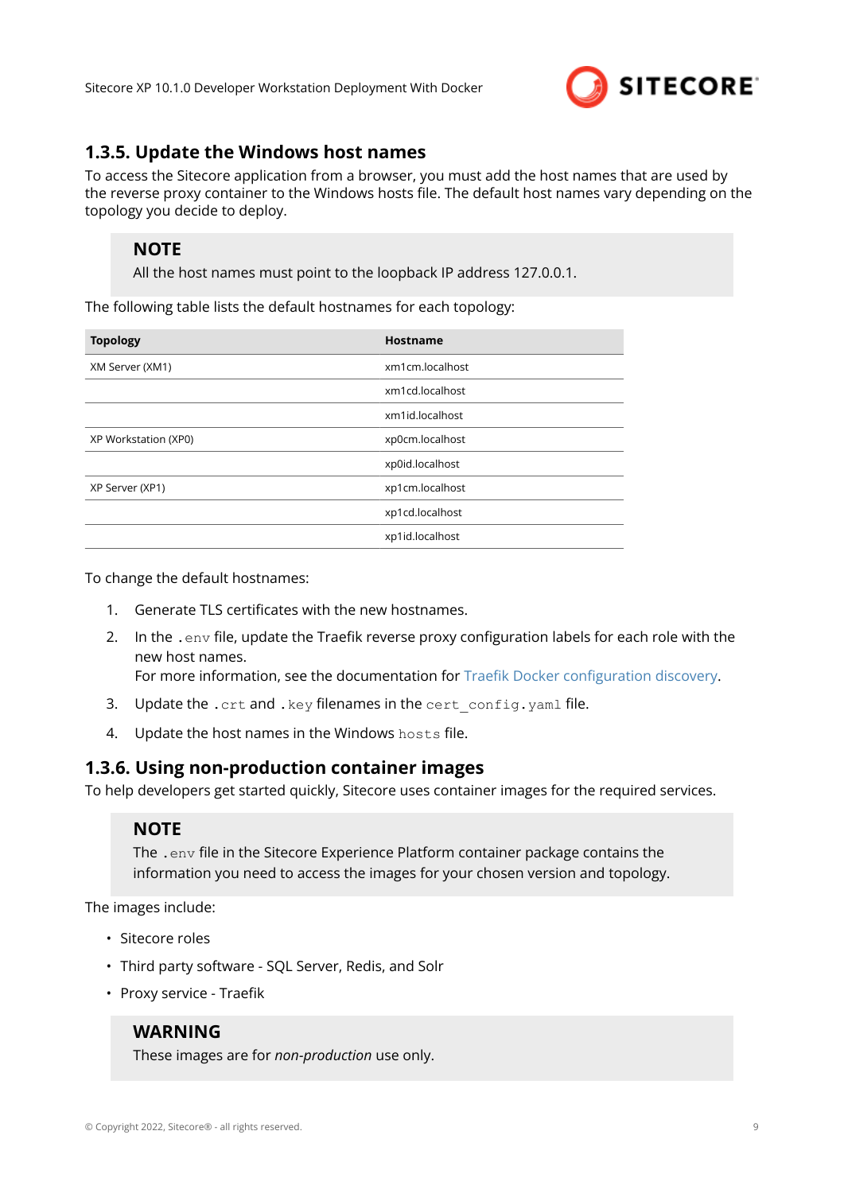### 1.3.5. Update the Windows host names

To access the Sitecore application from a browser, you must add the host names that are used by the reverse proxy container to the Windows hosts file. The default host names vary depending on the topology you decide to deploy.

> **NOTE**
>
> All the host names must point to the loopback IP address 127.0.0.1.

The following table lists the default hostnames for each topology:

| Topology | Hostname |
| --- | --- |
| XM Server (XM1) | xm1cm.localhost |
| | xm1cd.localhost |
| | xm1id.localhost |
| XP Workstation (XP0) | xp0cm.localhost |
| | xp0id.localhost |
| XP Server (XP1) | xp1cm.localhost |
| | xp1cd.localhost |
| | xp1id.localhost |

To change the default hostnames:

1. Generate TLS certificates with the new hostnames.
2. In the `.env` file, update the Traefik reverse proxy configuration labels for each role with the new host names.
   For more information, see the documentation for Traefik Docker configuration discovery.
3. Update the `.crt` and `.key` filenames in the `cert_config.yaml` file.
4. Update the host names in the Windows `hosts` file.

### 1.3.6. Using non-production container images

To help developers get started quickly, Sitecore uses container images for the required services.

> **NOTE**
>
> The `.env` file in the Sitecore Experience Platform container package contains the information you need to access the images for your chosen version and topology.

The images include:

- Sitecore roles
- Third party software - SQL Server, Redis, and Solr
- Proxy service - Traefik

> **WARNING**
>
> These images are for *non-production* use only.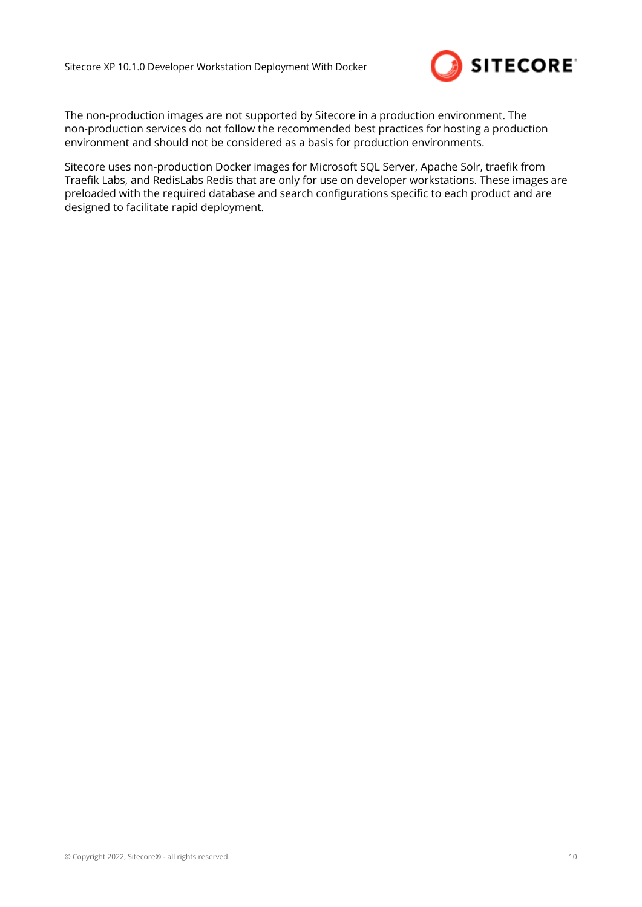The non-production images are not supported by Sitecore in a production environment. The non-production services do not follow the recommended best practices for hosting a production environment and should not be considered as a basis for production environments.

Sitecore uses non-production Docker images for Microsoft SQL Server, Apache Solr, traefik from Traefik Labs, and RedisLabs Redis that are only for use on developer workstations. These images are preloaded with the required database and search configurations specific to each product and are designed to facilitate rapid deployment.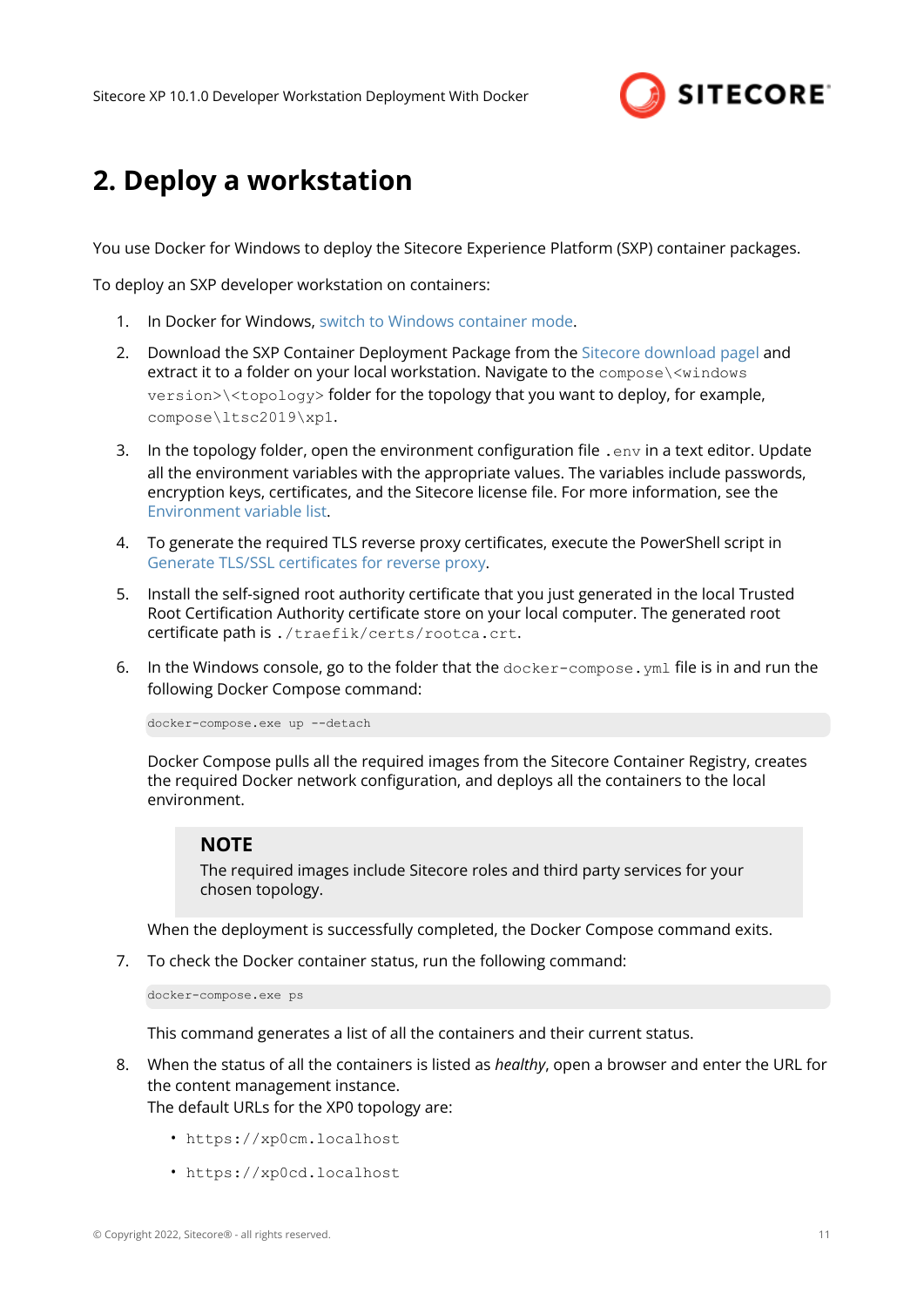# 2. Deploy a workstation

You use Docker for Windows to deploy the Sitecore Experience Platform (SXP) container packages.

To deploy an SXP developer workstation on containers:

1. In Docker for Windows, switch to Windows container mode.

2. Download the SXP Container Deployment Package from the Sitecore download pagel and extract it to a folder on your local workstation. Navigate to the `compose\<windows version>\<topology>` folder for the topology that you want to deploy, for example, `compose\ltsc2019\xp1`.

3. In the topology folder, open the environment configuration file `.env` in a text editor. Update all the environment variables with the appropriate values. The variables include passwords, encryption keys, certificates, and the Sitecore license file. For more information, see the Environment variable list.

4. To generate the required TLS reverse proxy certificates, execute the PowerShell script in Generate TLS/SSL certificates for reverse proxy.

5. Install the self-signed root authority certificate that you just generated in the local Trusted Root Certification Authority certificate store on your local computer. The generated root certificate path is `./traefik/certs/rootca.crt`.

6. In the Windows console, go to the folder that the `docker-compose.yml` file is in and run the following Docker Compose command:

   ```
   docker-compose.exe up --detach
   ```

   Docker Compose pulls all the required images from the Sitecore Container Registry, creates the required Docker network configuration, and deploys all the containers to the local environment.

   > **NOTE**
   > The required images include Sitecore roles and third party services for your chosen topology.

   When the deployment is successfully completed, the Docker Compose command exits.

7. To check the Docker container status, run the following command:

   ```
   docker-compose.exe ps
   ```

   This command generates a list of all the containers and their current status.

8. When the status of all the containers is listed as *healthy*, open a browser and enter the URL for the content management instance.
   The default URLs for the XP0 topology are:

   - `https://xp0cm.localhost`
   - `https://xp0cd.localhost`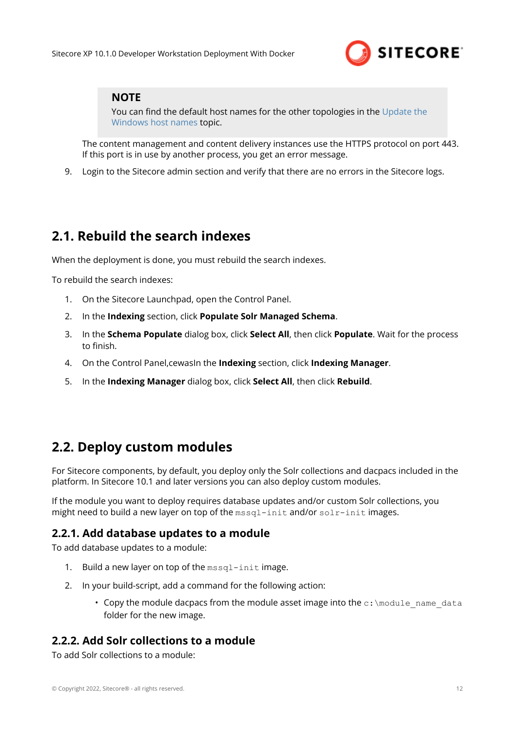> **NOTE**
> You can find the default host names for the other topologies in the Update the Windows host names topic.

The content management and content delivery instances use the HTTPS protocol on port 443. If this port is in use by another process, you get an error message.

9. Login to the Sitecore admin section and verify that there are no errors in the Sitecore logs.

## 2.1. Rebuild the search indexes

When the deployment is done, you must rebuild the search indexes.

To rebuild the search indexes:

1. On the Sitecore Launchpad, open the Control Panel.
2. In the **Indexing** section, click **Populate Solr Managed Schema**.
3. In the **Schema Populate** dialog box, click **Select All**, then click **Populate**. Wait for the process to finish.
4. On the Control Panel,cewasIn the **Indexing** section, click **Indexing Manager**.
5. In the **Indexing Manager** dialog box, click **Select All**, then click **Rebuild**.

## 2.2. Deploy custom modules

For Sitecore components, by default, you deploy only the Solr collections and dacpacs included in the platform. In Sitecore 10.1 and later versions you can also deploy custom modules.

If the module you want to deploy requires database updates and/or custom Solr collections, you might need to build a new layer on top of the `mssql-init` and/or `solr-init` images.

### 2.2.1. Add database updates to a module

To add database updates to a module:

1. Build a new layer on top of the `mssql-init` image.
2. In your build-script, add a command for the following action:
    - Copy the module dacpacs from the module asset image into the `c:\module_name_data` folder for the new image.

### 2.2.2. Add Solr collections to a module

To add Solr collections to a module: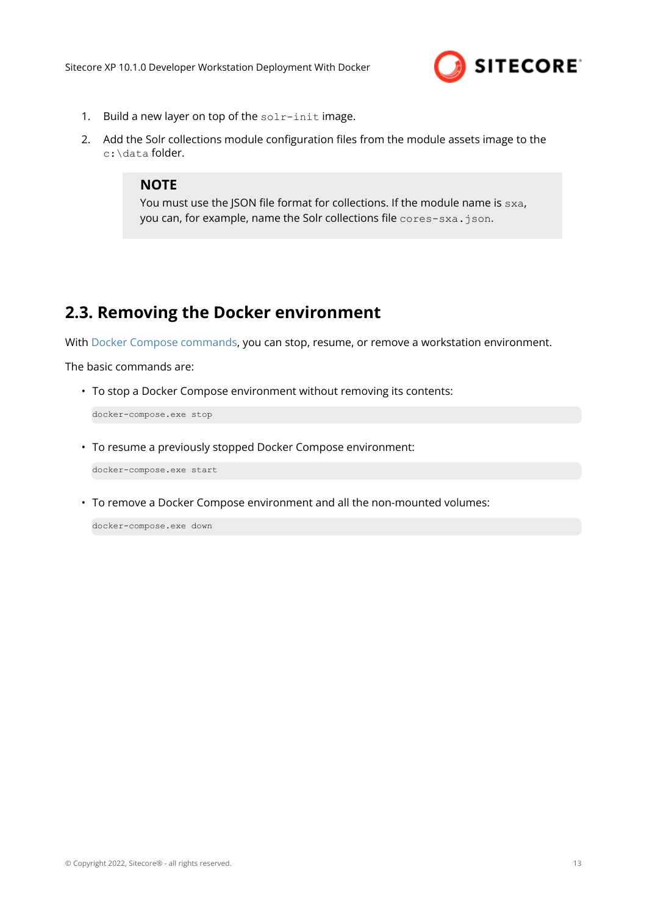1. Build a new layer on top of the `solr-init` image.
2. Add the Solr collections module configuration files from the module assets image to the `c:\data` folder.

> **NOTE**
> You must use the JSON file format for collections. If the module name is `sxa`, you can, for example, name the Solr collections file `cores-sxa.json`.

## 2.3. Removing the Docker environment

With Docker Compose commands, you can stop, resume, or remove a workstation environment.

The basic commands are:

- To stop a Docker Compose environment without removing its contents:

```
docker-compose.exe stop
```

- To resume a previously stopped Docker Compose environment:

```
docker-compose.exe start
```

- To remove a Docker Compose environment and all the non-mounted volumes:

```
docker-compose.exe down
```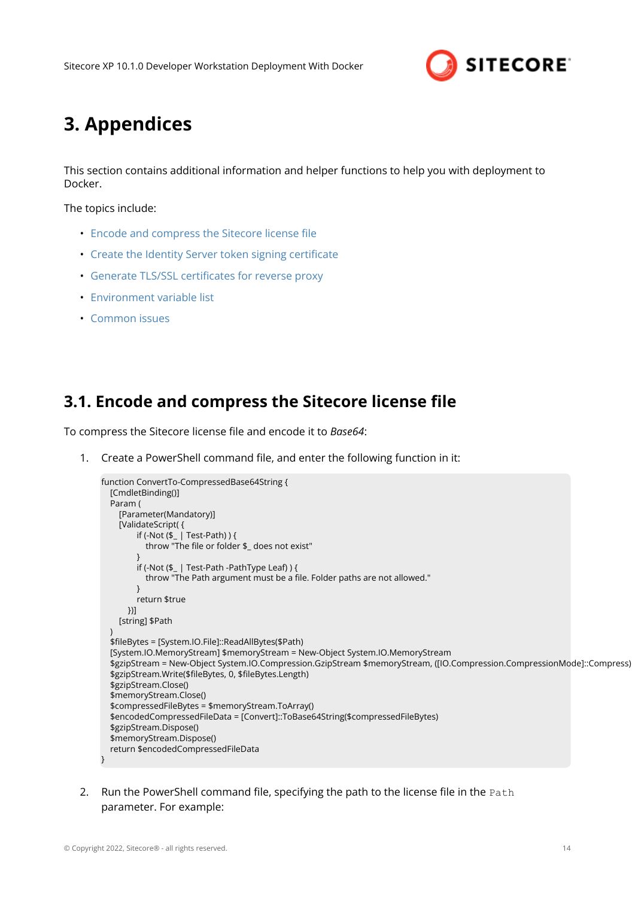# 3. Appendices

This section contains additional information and helper functions to help you with deployment to Docker.

The topics include:

- Encode and compress the Sitecore license file
- Create the Identity Server token signing certificate
- Generate TLS/SSL certificates for reverse proxy
- Environment variable list
- Common issues

## 3.1. Encode and compress the Sitecore license file

To compress the Sitecore license file and encode it to *Base64*:

1. Create a PowerShell command file, and enter the following function in it:

```
function ConvertTo-CompressedBase64String {
  [CmdletBinding()]
  Param (
    [Parameter(Mandatory)]
    [ValidateScript( {
        if (-Not ($_ | Test-Path) ) {
          throw "The file or folder $_ does not exist"
        }
        if (-Not ($_ | Test-Path -PathType Leaf) ) {
          throw "The Path argument must be a file. Folder paths are not allowed."
        }
        return $true
      })]
    [string] $Path
  )
  $fileBytes = [System.IO.File]::ReadAllBytes($Path)
  [System.IO.MemoryStream] $memoryStream = New-Object System.IO.MemoryStream
  $gzipStream = New-Object System.IO.Compression.GzipStream $memoryStream, ([IO.Compression.CompressionMode]::Compress)
  $gzipStream.Write($fileBytes, 0, $fileBytes.Length)
  $gzipStream.Close()
  $memoryStream.Close()
  $compressedFileBytes = $memoryStream.ToArray()
  $encodedCompressedFileData = [Convert]::ToBase64String($compressedFileBytes)
  $gzipStream.Dispose()
  $memoryStream.Dispose()
  return $encodedCompressedFileData
}
```

2. Run the PowerShell command file, specifying the path to the license file in the `Path` parameter. For example: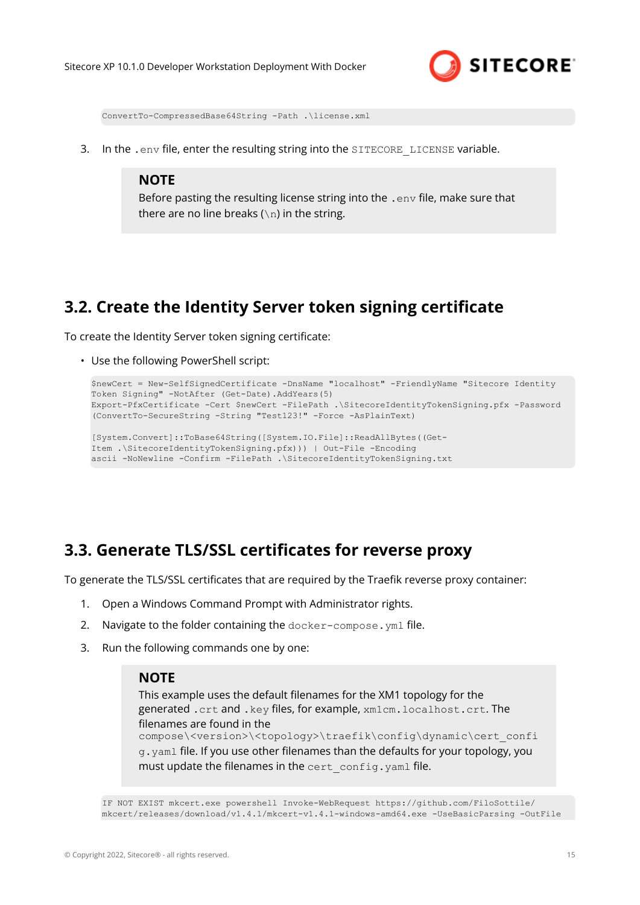```
ConvertTo-CompressedBase64String -Path .\license.xml
```

3. In the `.env` file, enter the resulting string into the `SITECORE_LICENSE` variable.

> **NOTE**
> Before pasting the resulting license string into the `.env` file, make sure that there are no line breaks (`\n`) in the string.

## 3.2. Create the Identity Server token signing certificate

To create the Identity Server token signing certificate:

- Use the following PowerShell script:

```
$newCert = New-SelfSignedCertificate -DnsName "localhost" -FriendlyName "Sitecore Identity
Token Signing" -NotAfter (Get-Date).AddYears(5)
Export-PfxCertificate -Cert $newCert -FilePath .\SitecoreIdentityTokenSigning.pfx -Password
(ConvertTo-SecureString -String "Test123!" -Force -AsPlainText)

[System.Convert]::ToBase64String([System.IO.File]::ReadAllBytes((Get-
Item .\SitecoreIdentityTokenSigning.pfx))) | Out-File -Encoding
ascii -NoNewline -Confirm -FilePath .\SitecoreIdentityTokenSigning.txt
```

## 3.3. Generate TLS/SSL certificates for reverse proxy

To generate the TLS/SSL certificates that are required by the Traefik reverse proxy container:

1. Open a Windows Command Prompt with Administrator rights.
2. Navigate to the folder containing the `docker-compose.yml` file.
3. Run the following commands one by one:

> **NOTE**
> This example uses the default filenames for the XM1 topology for the generated `.crt` and `.key` files, for example, `xm1cm.localhost.crt`. The filenames are found in the `compose\<version>\<topology>\traefik\config\dynamic\cert_config.yaml` file. If you use other filenames than the defaults for your topology, you must update the filenames in the `cert_config.yaml` file.

```
IF NOT EXIST mkcert.exe powershell Invoke-WebRequest https://github.com/FiloSottile/
mkcert/releases/download/v1.4.1/mkcert-v1.4.1-windows-amd64.exe -UseBasicParsing -OutFile
```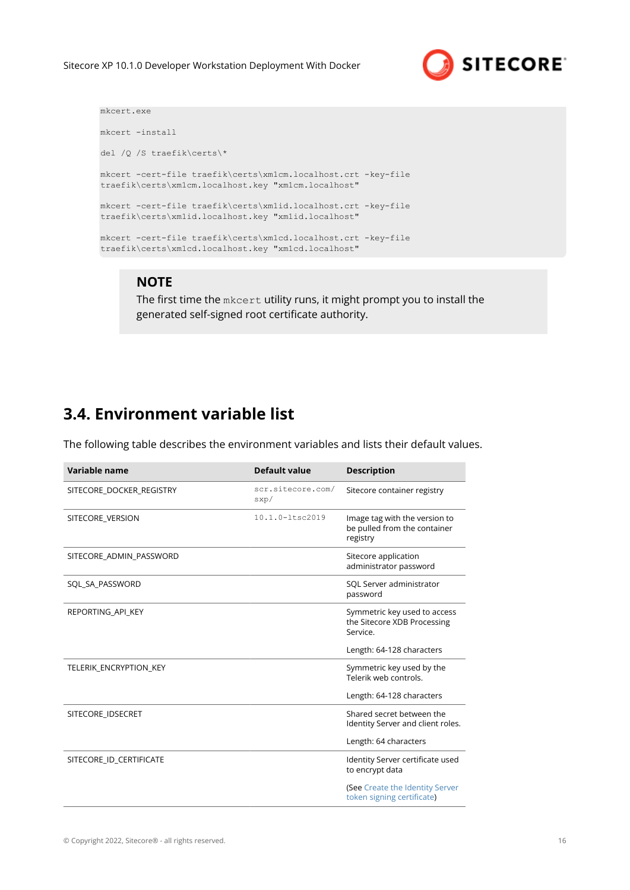```
mkcert.exe

mkcert -install

del /Q /S traefik\certs\*

mkcert -cert-file traefik\certs\xm1cm.localhost.crt -key-file
traefik\certs\xm1cm.localhost.key "xm1cm.localhost"

mkcert -cert-file traefik\certs\xm1id.localhost.crt -key-file
traefik\certs\xm1id.localhost.key "xm1id.localhost"

mkcert -cert-file traefik\certs\xm1cd.localhost.crt -key-file
traefik\certs\xm1cd.localhost.key "xm1cd.localhost"
```

> **NOTE**
> The first time the `mkcert` utility runs, it might prompt you to install the generated self-signed root certificate authority.

## 3.4. Environment variable list

The following table describes the environment variables and lists their default values.

| Variable name | Default value | Description |
|---|---|---|
| SITECORE_DOCKER_REGISTRY | `scr.sitecore.com/sxp/` | Sitecore container registry |
| SITECORE_VERSION | `10.1.0-ltsc2019` | Image tag with the version to be pulled from the container registry |
| SITECORE_ADMIN_PASSWORD | | Sitecore application administrator password |
| SQL_SA_PASSWORD | | SQL Server administrator password |
| REPORTING_API_KEY | | Symmetric key used to access the Sitecore XDB Processing Service.<br><br>Length: 64-128 characters |
| TELERIK_ENCRYPTION_KEY | | Symmetric key used by the Telerik web controls.<br><br>Length: 64-128 characters |
| SITECORE_IDSECRET | | Shared secret between the Identity Server and client roles.<br><br>Length: 64 characters |
| SITECORE_ID_CERTIFICATE | | Identity Server certificate used to encrypt data<br><br>(See Create the Identity Server token signing certificate) |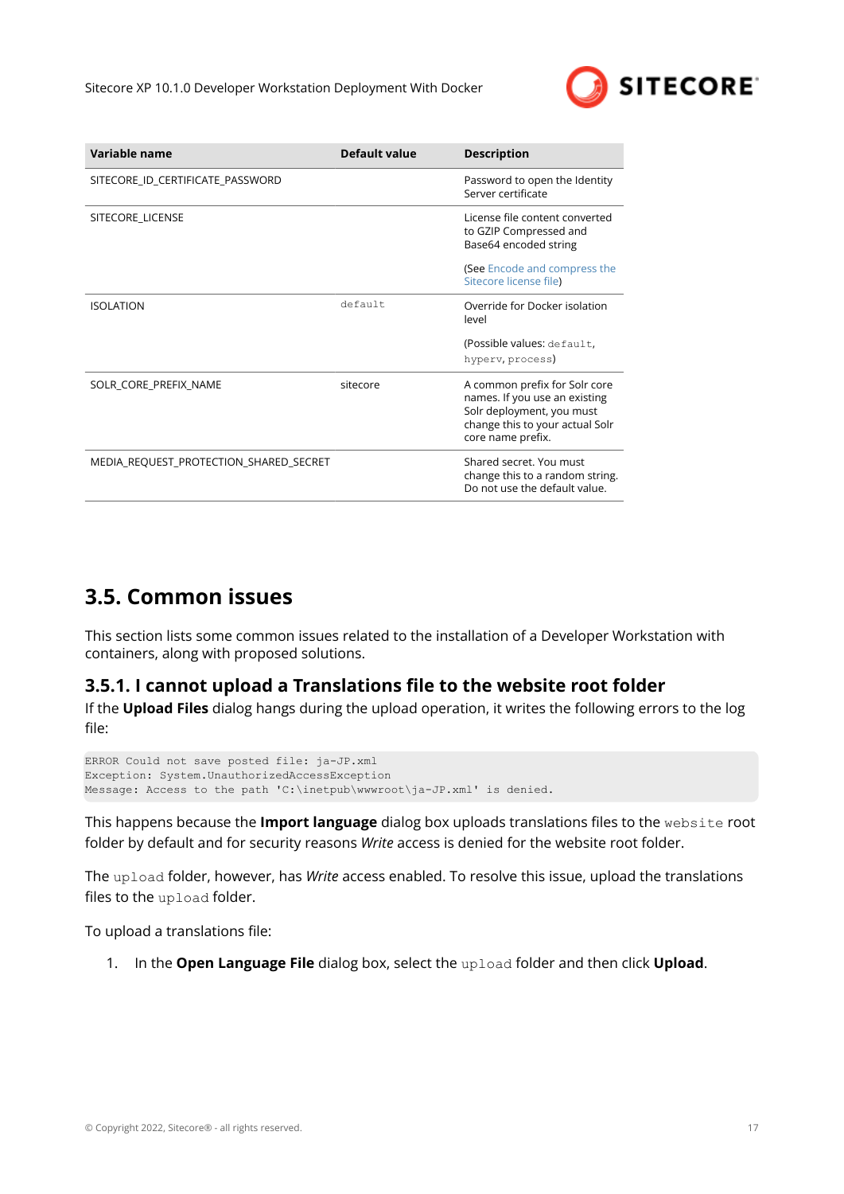| Variable name | Default value | Description |
|---|---|---|
| SITECORE_ID_CERTIFICATE_PASSWORD | | Password to open the Identity Server certificate |
| SITECORE_LICENSE | | License file content converted to GZIP Compressed and Base64 encoded string<br><br>(See Encode and compress the Sitecore license file) |
| ISOLATION | `default` | Override for Docker isolation level<br><br>(Possible values: `default`, `hyperv`, `process`) |
| SOLR_CORE_PREFIX_NAME | sitecore | A common prefix for Solr core names. If you use an existing Solr deployment, you must change this to your actual Solr core name prefix. |
| MEDIA_REQUEST_PROTECTION_SHARED_SECRET | | Shared secret. You must change this to a random string. Do not use the default value. |

## 3.5. Common issues

This section lists some common issues related to the installation of a Developer Workstation with containers, along with proposed solutions.

### 3.5.1. I cannot upload a Translations file to the website root folder

If the **Upload Files** dialog hangs during the upload operation, it writes the following errors to the log file:

```
ERROR Could not save posted file: ja-JP.xml
Exception: System.UnauthorizedAccessException
Message: Access to the path 'C:\inetpub\wwwroot\ja-JP.xml' is denied.
```

This happens because the **Import language** dialog box uploads translations files to the `website` root folder by default and for security reasons *Write* access is denied for the website root folder.

The `upload` folder, however, has *Write* access enabled. To resolve this issue, upload the translations files to the `upload` folder.

To upload a translations file:

1. In the **Open Language File** dialog box, select the `upload` folder and then click **Upload**.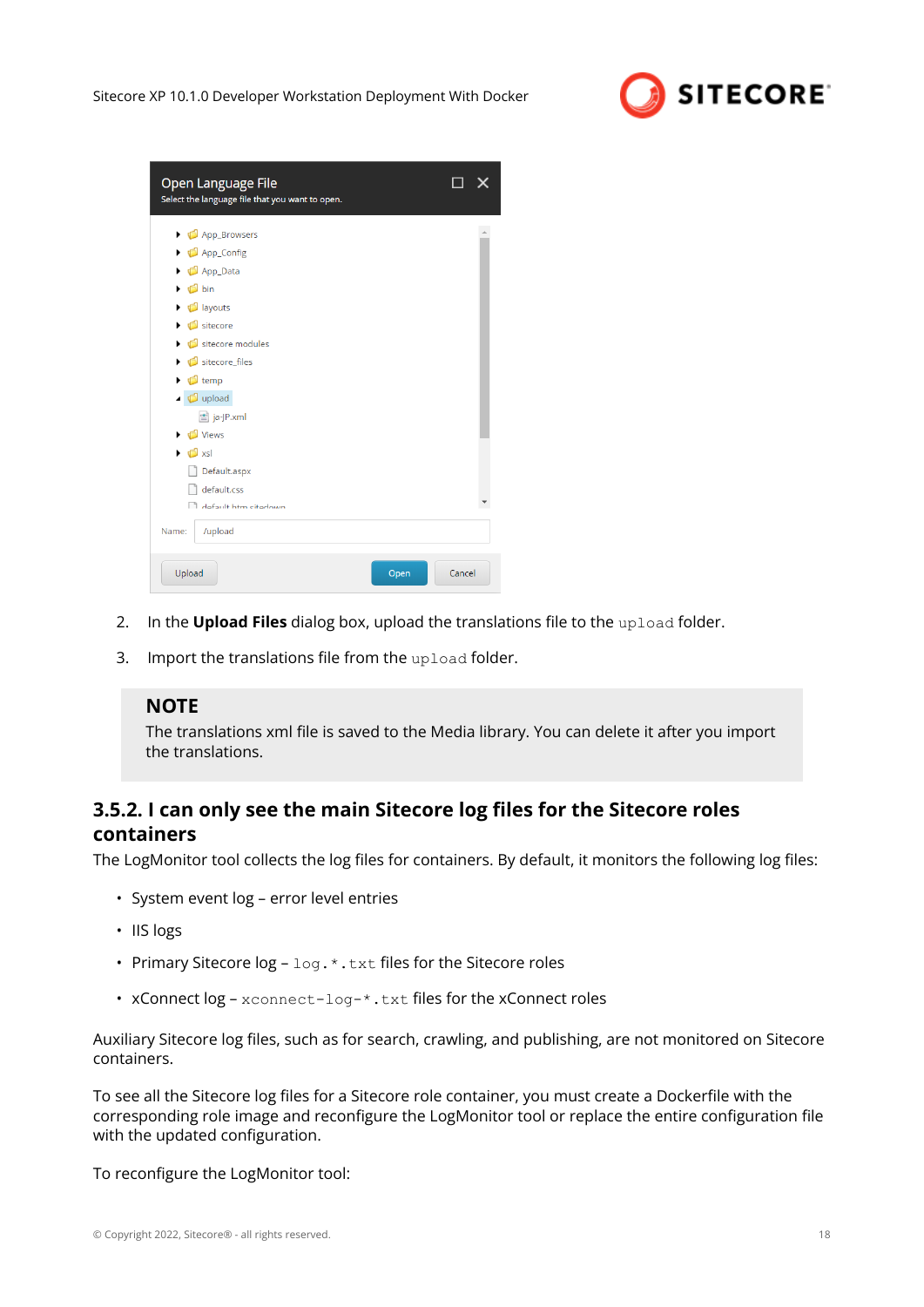2. In the **Upload Files** dialog box, upload the translations file to the `upload` folder.

3. Import the translations file from the `upload` folder.

> **NOTE**
> The translations xml file is saved to the Media library. You can delete it after you import the translations.

### 3.5.2. I can only see the main Sitecore log files for the Sitecore roles containers

The LogMonitor tool collects the log files for containers. By default, it monitors the following log files:

- System event log – error level entries
- IIS logs
- Primary Sitecore log – `log.*.txt` files for the Sitecore roles
- xConnect log – `xconnect-log-*.txt` files for the xConnect roles

Auxiliary Sitecore log files, such as for search, crawling, and publishing, are not monitored on Sitecore containers.

To see all the Sitecore log files for a Sitecore role container, you must create a Dockerfile with the corresponding role image and reconfigure the LogMonitor tool or replace the entire configuration file with the updated configuration.

To reconfigure the LogMonitor tool: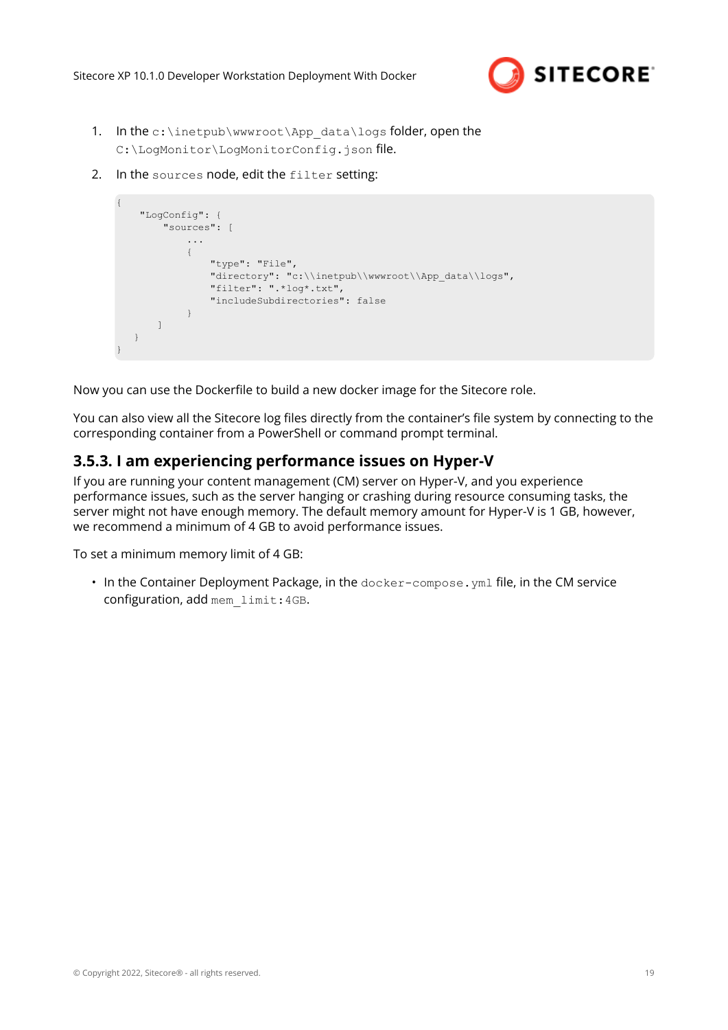1. In the `c:\inetpub\wwwroot\App_data\logs` folder, open the `C:\LogMonitor\LogMonitorConfig.json` file.
2. In the `sources` node, edit the `filter` setting:

```
{
    "LogConfig": {
        "sources": [
            ...
            {
                "type": "File",
                "directory": "c:\\inetpub\\wwwroot\\App_data\\logs",
                "filter": ".*log*.txt",
                "includeSubdirectories": false
            }
        ]
    }
}
```

Now you can use the Dockerfile to build a new docker image for the Sitecore role.

You can also view all the Sitecore log files directly from the container's file system by connecting to the corresponding container from a PowerShell or command prompt terminal.

### 3.5.3. I am experiencing performance issues on Hyper-V

If you are running your content management (CM) server on Hyper-V, and you experience performance issues, such as the server hanging or crashing during resource consuming tasks, the server might not have enough memory. The default memory amount for Hyper-V is 1 GB, however, we recommend a minimum of 4 GB to avoid performance issues.

To set a minimum memory limit of 4 GB:

- In the Container Deployment Package, in the `docker-compose.yml` file, in the CM service configuration, add `mem_limit:4GB`.